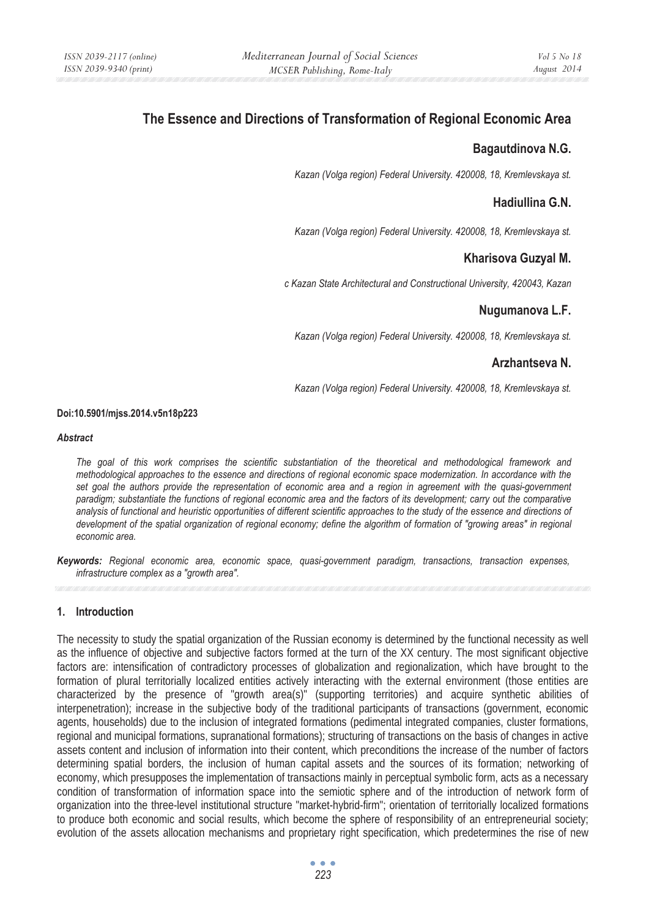# The Essence and Directions of Transformation of Regional Economic Area

**Bagautdinova N.G.**

*Kazan (Volga region) Federal University. 420008, 18, Kremlevskaya st.*

**Hadiullina G.N.**

*Kazan (Volga region) Federal University. 420008, 18, Kremlevskaya st.*

**Kharisova Guzyal M.**

*c Kazan State Architectural and Constructional University, 420043, Kazan*

**Nugumanova L.F.**

*Kazan (Volga region) Federal University. 420008, 18, Kremlevskaya st.*

**Arzhantseva N.**

*Kazan (Volga region) Federal University. 420008, 18, Kremlevskaya st.*

**Doi:10.5901/mjss.2014.v5n18p223**

***Abstract***

*The goal of this work comprises the scientific substantiation of the theoretical and methodological framework and methodological approaches to the essence and directions of regional economic space modernization. In accordance with the set goal the authors provide the representation of economic area and a region in agreement with the quasi-government paradigm; substantiate the functions of regional economic area and the factors of its development; carry out the comparative analysis of functional and heuristic opportunities of different scientific approaches to the study of the essence and directions of development of the spatial organization of regional economy; define the algorithm of formation of "growing areas" in regional economic area.*

***Keywords:*** *Regional economic area, economic space, quasi-government paradigm, transactions, transaction expenses, infrastructure complex as a "growth area".*

## 1. Introduction

The necessity to study the spatial organization of the Russian economy is determined by the functional necessity as well as the influence of objective and subjective factors formed at the turn of the XX century. The most significant objective factors are: intensification of contradictory processes of globalization and regionalization, which have brought to the formation of plural territorially localized entities actively interacting with the external environment (those entities are characterized by the presence of "growth area(s)" (supporting territories) and acquire synthetic abilities of interpenetration); increase in the subjective body of the traditional participants of transactions (government, economic agents, households) due to the inclusion of integrated formations (pedimental integrated companies, cluster formations, regional and municipal formations, supranational formations); structuring of transactions on the basis of changes in active assets content and inclusion of information into their content, which preconditions the increase of the number of factors determining spatial borders, the inclusion of human capital assets and the sources of its formation; networking of economy, which presupposes the implementation of transactions mainly in perceptual symbolic form, acts as a necessary condition of transformation of information space into the semiotic sphere and of the introduction of network form of organization into the three-level institutional structure "market-hybrid-firm"; orientation of territorially localized formations to produce both economic and social results, which become the sphere of responsibility of an entrepreneurial society; evolution of the assets allocation mechanisms and proprietary right specification, which predetermines the rise of new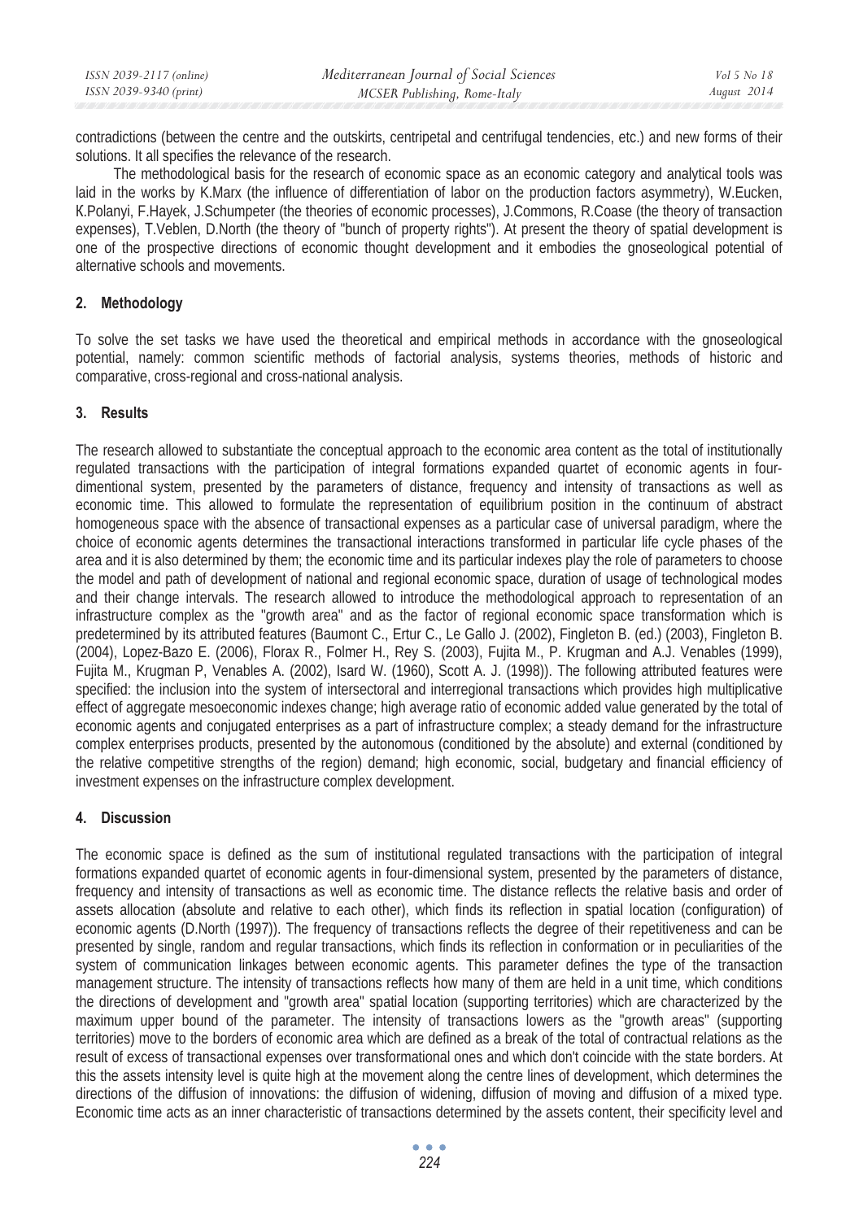contradictions (between the centre and the outskirts, centripetal and centrifugal tendencies, etc.) and new forms of their solutions. It all specifies the relevance of the research.

The methodological basis for the research of economic space as an economic category and analytical tools was laid in the works by K.Marx (the influence of differentiation of labor on the production factors asymmetry), W.Eucken, K.Polanyi, F.Hayek, J.Schumpeter (the theories of economic processes), J.Commons, R.Coase (the theory of transaction expenses), T.Veblen, D.North (the theory of "bunch of property rights"). At present the theory of spatial development is one of the prospective directions of economic thought development and it embodies the gnoseological potential of alternative schools and movements.

## 2. Methodology

To solve the set tasks we have used the theoretical and empirical methods in accordance with the gnoseological potential, namely: common scientific methods of factorial analysis, systems theories, methods of historic and comparative, cross-regional and cross-national analysis.

## 3. Results

The research allowed to substantiate the conceptual approach to the economic area content as the total of institutionally regulated transactions with the participation of integral formations expanded quartet of economic agents in four-dimentional system, presented by the parameters of distance, frequency and intensity of transactions as well as economic time. This allowed to formulate the representation of equilibrium position in the continuum of abstract homogeneous space with the absence of transactional expenses as a particular case of universal paradigm, where the choice of economic agents determines the transactional interactions transformed in particular life cycle phases of the area and it is also determined by them; the economic time and its particular indexes play the role of parameters to choose the model and path of development of national and regional economic space, duration of usage of technological modes and their change intervals. The research allowed to introduce the methodological approach to representation of an infrastructure complex as the "growth area" and as the factor of regional economic space transformation which is predetermined by its attributed features (Baumont C., Ertur C., Le Gallo J. (2002), Fingleton B. (ed.) (2003), Fingleton B. (2004), Lopez-Bazo E. (2006), Florax R., Folmer H., Rey S. (2003), Fujita M., P. Krugman and A.J. Venables (1999), Fujita M., Krugman P, Venables A. (2002), Isard W. (1960), Scott A. J. (1998)). The following attributed features were specified: the inclusion into the system of intersectoral and interregional transactions which provides high multiplicative effect of aggregate mesoeconomic indexes change; high average ratio of economic added value generated by the total of economic agents and conjugated enterprises as a part of infrastructure complex; a steady demand for the infrastructure complex enterprises products, presented by the autonomous (conditioned by the absolute) and external (conditioned by the relative competitive strengths of the region) demand; high economic, social, budgetary and financial efficiency of investment expenses on the infrastructure complex development.

## 4. Discussion

The economic space is defined as the sum of institutional regulated transactions with the participation of integral formations expanded quartet of economic agents in four-dimensional system, presented by the parameters of distance, frequency and intensity of transactions as well as economic time. The distance reflects the relative basis and order of assets allocation (absolute and relative to each other), which finds its reflection in spatial location (configuration) of economic agents (D.North (1997)). The frequency of transactions reflects the degree of their repetitiveness and can be presented by single, random and regular transactions, which finds its reflection in conformation or in peculiarities of the system of communication linkages between economic agents. This parameter defines the type of the transaction management structure. The intensity of transactions reflects how many of them are held in a unit time, which conditions the directions of development and "growth area" spatial location (supporting territories) which are characterized by the maximum upper bound of the parameter. The intensity of transactions lowers as the "growth areas" (supporting territories) move to the borders of economic area which are defined as a break of the total of contractual relations as the result of excess of transactional expenses over transformational ones and which don't coincide with the state borders. At this the assets intensity level is quite high at the movement along the centre lines of development, which determines the directions of the diffusion of innovations: the diffusion of widening, diffusion of moving and diffusion of a mixed type. Economic time acts as an inner characteristic of transactions determined by the assets content, their specificity level and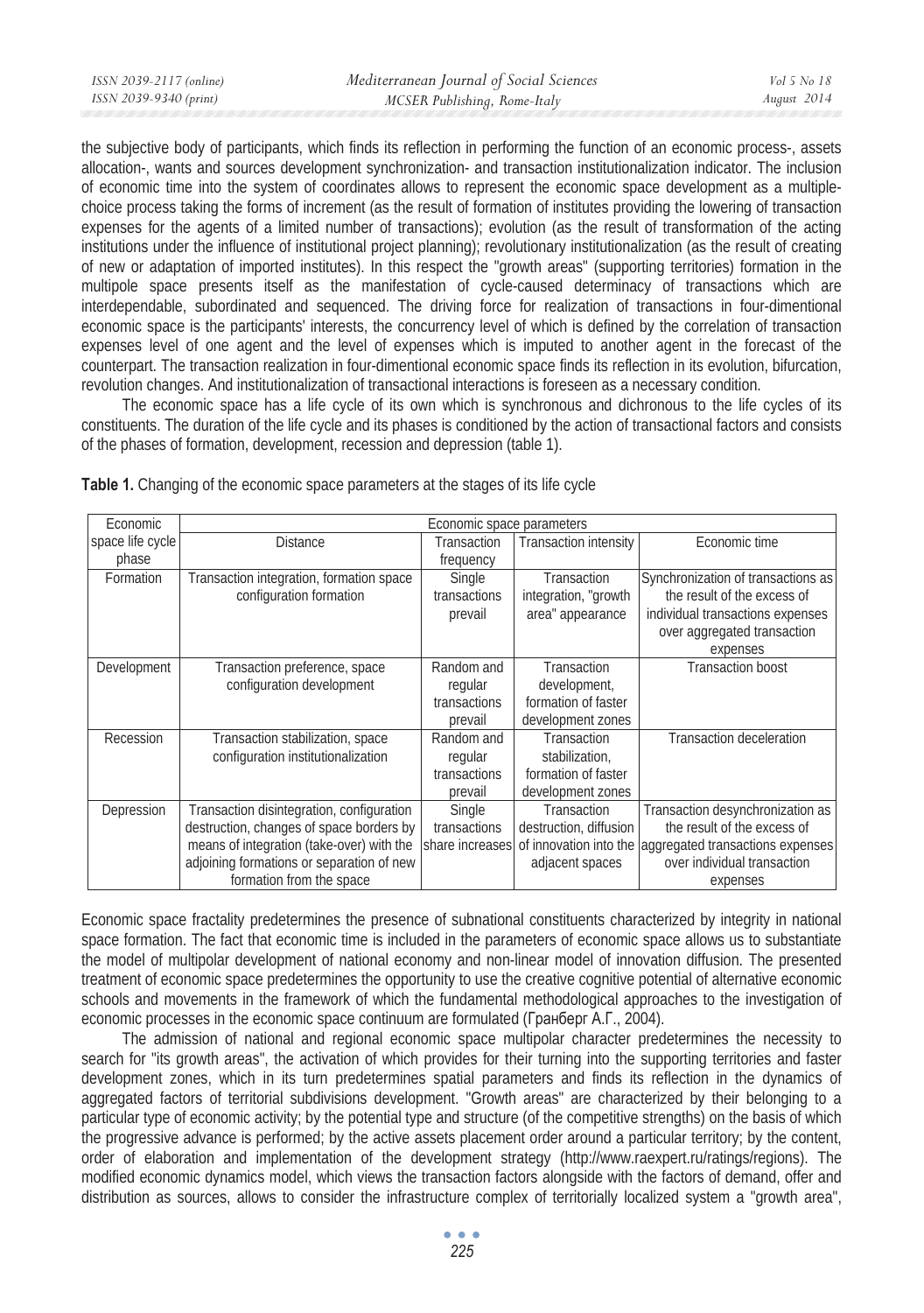the subjective body of participants, which finds its reflection in performing the function of an economic process-, assets allocation-, wants and sources development synchronization- and transaction institutionalization indicator. The inclusion of economic time into the system of coordinates allows to represent the economic space development as a multiple-choice process taking the forms of increment (as the result of formation of institutes providing the lowering of transaction expenses for the agents of a limited number of transactions); evolution (as the result of transformation of the acting institutions under the influence of institutional project planning); revolutionary institutionalization (as the result of creating of new or adaptation of imported institutes). In this respect the "growth areas" (supporting territories) formation in the multipole space presents itself as the manifestation of cycle-caused determinacy of transactions which are interdependable, subordinated and sequenced. The driving force for realization of transactions in four-dimentional economic space is the participants' interests, the concurrency level of which is defined by the correlation of transaction expenses level of one agent and the level of expenses which is imputed to another agent in the forecast of the counterpart. The transaction realization in four-dimentional economic space finds its reflection in its evolution, bifurcation, revolution changes. And institutionalization of transactional interactions is foreseen as a necessary condition.

The economic space has a life cycle of its own which is synchronous and dichronous to the life cycles of its constituents. The duration of the life cycle and its phases is conditioned by the action of transactional factors and consists of the phases of formation, development, recession and depression (table 1).

**Table 1.** Changing of the economic space parameters at the stages of its life cycle

| Economic space life cycle phase | Economic space parameters | | | |
|---|---|---|---|---|
| | Distance | Transaction frequency | Transaction intensity | Economic time |
| Formation | Transaction integration, formation space configuration formation | Single transactions prevail | Transaction integration, "growth area" appearance | Synchronization of transactions as the result of the excess of individual transactions expenses over aggregated transaction expenses |
| Development | Transaction preference, space configuration development | Random and regular transactions prevail | Transaction development, formation of faster development zones | Transaction boost |
| Recession | Transaction stabilization, space configuration institutionalization | Random and regular transactions prevail | Transaction stabilization, formation of faster development zones | Transaction deceleration |
| Depression | Transaction disintegration, configuration destruction, changes of space borders by means of integration (take-over) with the adjoining formations or separation of new formation from the space | Single transactions share increases | Transaction destruction, diffusion of innovation into the adjacent spaces | Transaction desynchronization as the result of the excess of aggregated transactions expenses over individual transaction expenses |

Economic space fractality predetermines the presence of subnational constituents characterized by integrity in national space formation. The fact that economic time is included in the parameters of economic space allows us to substantiate the model of multipolar development of national economy and non-linear model of innovation diffusion. The presented treatment of economic space predetermines the opportunity to use the creative cognitive potential of alternative economic schools and movements in the framework of which the fundamental methodological approaches to the investigation of economic processes in the economic space continuum are formulated (Гранберг А.Г., 2004).

The admission of national and regional economic space multipolar character predetermines the necessity to search for "its growth areas", the activation of which provides for their turning into the supporting territories and faster development zones, which in its turn predetermines spatial parameters and finds its reflection in the dynamics of aggregated factors of territorial subdivisions development. "Growth areas" are characterized by their belonging to a particular type of economic activity; by the potential type and structure (of the competitive strengths) on the basis of which the progressive advance is performed; by the active assets placement order around a particular territory; by the content, order of elaboration and implementation of the development strategy (http://www.raexpert.ru/ratings/regions). The modified economic dynamics model, which views the transaction factors alongside with the factors of demand, offer and distribution as sources, allows to consider the infrastructure complex of territorially localized system a "growth area",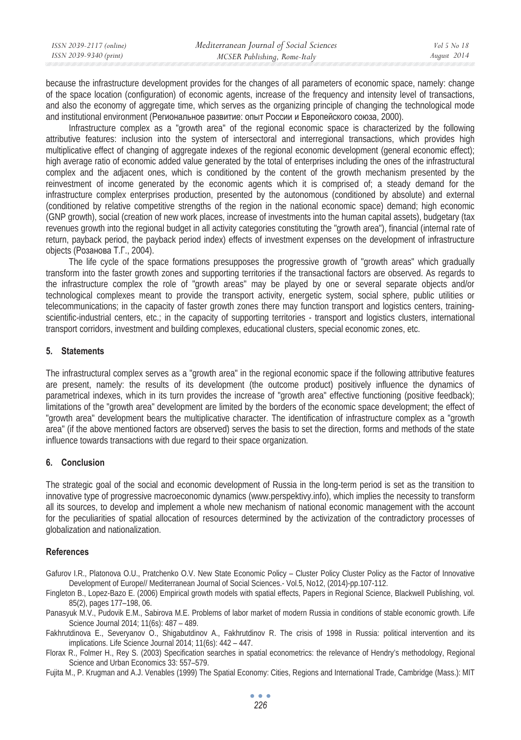because the infrastructure development provides for the changes of all parameters of economic space, namely: change of the space location (configuration) of economic agents, increase of the frequency and intensity level of transactions, and also the economy of aggregate time, which serves as the organizing principle of changing the technological mode and institutional environment (Региональное развитие: опыт России и Европейского союза, 2000).

Infrastructure complex as a "growth area" of the regional economic space is characterized by the following attributive features: inclusion into the system of intersectoral and interregional transactions, which provides high multiplicative effect of changing of aggregate indexes of the regional economic development (general economic effect); high average ratio of economic added value generated by the total of enterprises including the ones of the infrastructural complex and the adjacent ones, which is conditioned by the content of the growth mechanism presented by the reinvestment of income generated by the economic agents which it is comprised of; a steady demand for the infrastructure complex enterprises production, presented by the autonomous (conditioned by absolute) and external (conditioned by relative competitive strengths of the region in the national economic space) demand; high economic (GNP growth), social (creation of new work places, increase of investments into the human capital assets), budgetary (tax revenues growth into the regional budget in all activity categories constituting the "growth area"), financial (internal rate of return, payback period, the payback period index) effects of investment expenses on the development of infrastructure objects (Розанова Т.Г., 2004).

The life cycle of the space formations presupposes the progressive growth of "growth areas" which gradually transform into the faster growth zones and supporting territories if the transactional factors are observed. As regards to the infrastructure complex the role of "growth areas" may be played by one or several separate objects and/or technological complexes meant to provide the transport activity, energetic system, social sphere, public utilities or telecommunications; in the capacity of faster growth zones there may function transport and logistics centers, training-scientific-industrial centers, etc.; in the capacity of supporting territories - transport and logistics clusters, international transport corridors, investment and building complexes, educational clusters, special economic zones, etc.

## 5. Statements

The infrastructural complex serves as a "growth area" in the regional economic space if the following attributive features are present, namely: the results of its development (the outcome product) positively influence the dynamics of parametrical indexes, which in its turn provides the increase of "growth area" effective functioning (positive feedback); limitations of the "growth area" development are limited by the borders of the economic space development; the effect of "growth area" development bears the multiplicative character. The identification of infrastructure complex as a "growth area" (if the above mentioned factors are observed) serves the basis to set the direction, forms and methods of the state influence towards transactions with due regard to their space organization.

## 6. Conclusion

The strategic goal of the social and economic development of Russia in the long-term period is set as the transition to innovative type of progressive macroeconomic dynamics (www.perspektivy.info), which implies the necessity to transform all its sources, to develop and implement a whole new mechanism of national economic management with the account for the peculiarities of spatial allocation of resources determined by the activization of the contradictory processes of globalization and nationalization.

## References

Gafurov I.R., Platonova O.U., Pratchenko O.V. New State Economic Policy – Cluster Policy Cluster Policy as the Factor of Innovative Development of Europe// Mediterranean Journal of Social Sciences.- Vol.5, No12, (2014)-pp.107-112.

Fingleton B., Lopez-Bazo E. (2006) Empirical growth models with spatial effects, Papers in Regional Science, Blackwell Publishing, vol. 85(2), pages 177–198, 06.

Panasyuk M.V., Pudovik E.M., Sabirova M.E. Problems of labor market of modern Russia in conditions of stable economic growth. Life Science Journal 2014; 11(6s): 487 – 489.

Fakhrutdinova E., Severyanov O., Shigabutdinov A., Fakhrutdinov R. The crisis of 1998 in Russia: political intervention and its implications. Life Science Journal 2014; 11(6s): 442 – 447.

Florax R., Folmer H., Rey S. (2003) Specification searches in spatial econometrics: the relevance of Hendry's methodology, Regional Science and Urban Economics 33: 557–579.

Fujita M., P. Krugman and A.J. Venables (1999) The Spatial Economy: Cities, Regions and International Trade, Cambridge (Mass.): MIT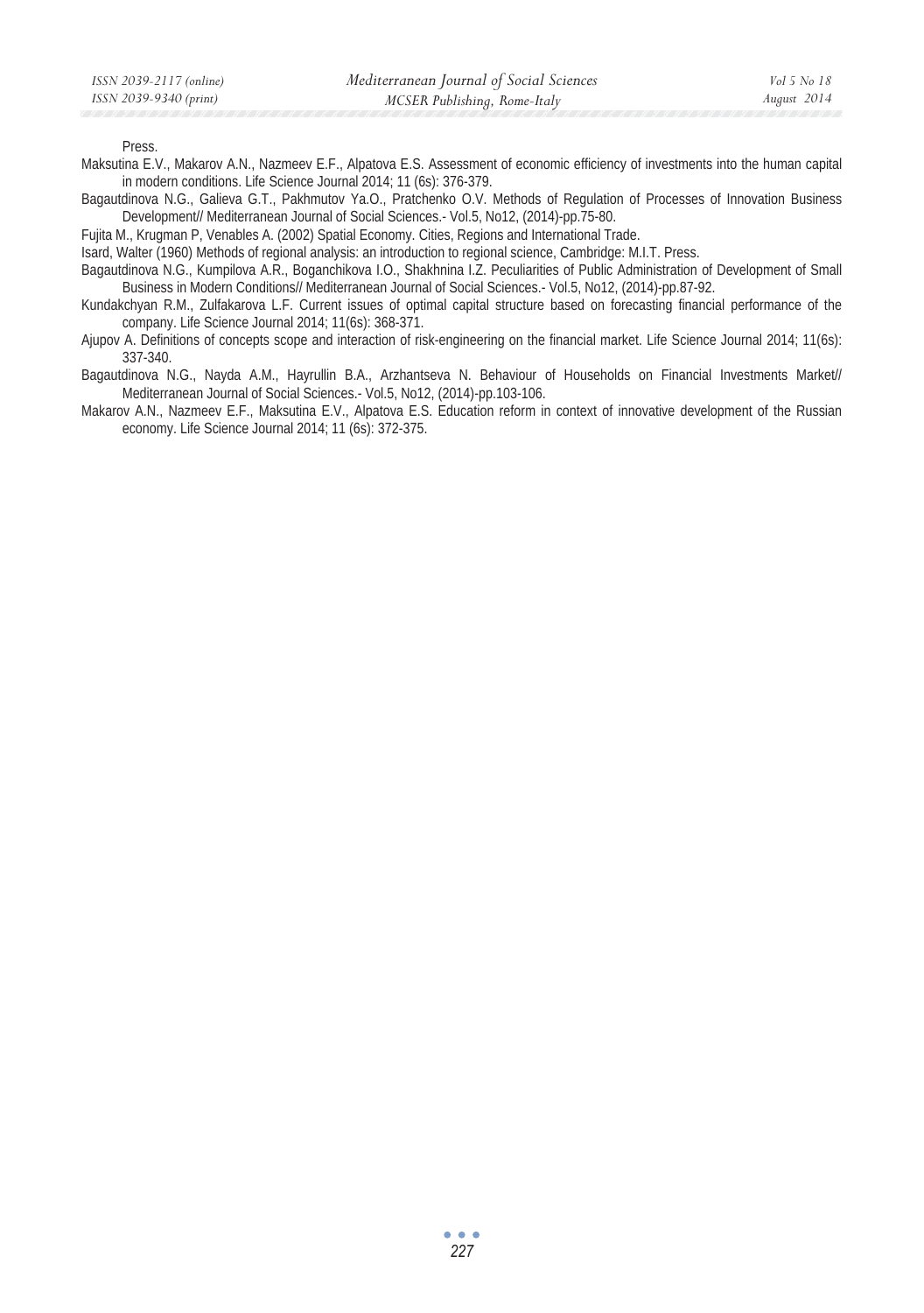Press.

Maksutina E.V., Makarov A.N., Nazmeev E.F., Alpatova E.S. Assessment of economic efficiency of investments into the human capital in modern conditions. Life Science Journal 2014; 11 (6s): 376-379.

Bagautdinova N.G., Galieva G.T., Pakhmutov Ya.O., Pratchenko O.V. Methods of Regulation of Processes of Innovation Business Development// Mediterranean Journal of Social Sciences.- Vol.5, No12, (2014)-pp.75-80.

Fujita M., Krugman P, Venables A. (2002) Spatial Economy. Cities, Regions and International Trade.

Isard, Walter (1960) Methods of regional analysis: an introduction to regional science, Cambridge: M.I.T. Press.

Bagautdinova N.G., Kumpilova A.R., Boganchikova I.O., Shakhnina I.Z. Peculiarities of Public Administration of Development of Small Business in Modern Conditions// Mediterranean Journal of Social Sciences.- Vol.5, No12, (2014)-pp.87-92.

Kundakchyan R.M., Zulfakarova L.F. Current issues of optimal capital structure based on forecasting financial performance of the company. Life Science Journal 2014; 11(6s): 368-371.

Ajupov A. Definitions of concepts scope and interaction of risk-engineering on the financial market. Life Science Journal 2014; 11(6s): 337-340.

Bagautdinova N.G., Nayda A.M., Hayrullin B.A., Arzhantseva N. Behaviour of Households on Financial Investments Market// Mediterranean Journal of Social Sciences.- Vol.5, No12, (2014)-pp.103-106.

Makarov A.N., Nazmeev E.F., Maksutina E.V., Alpatova E.S. Education reform in context of innovative development of the Russian economy. Life Science Journal 2014; 11 (6s): 372-375.